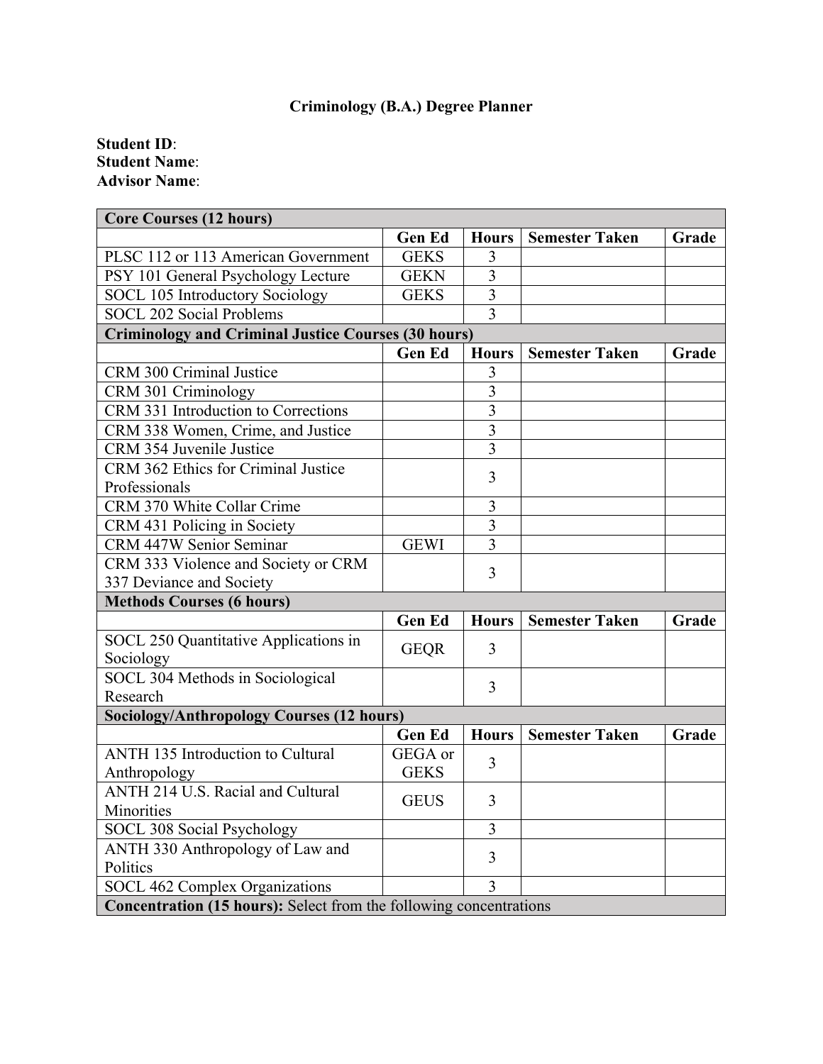# Criminology (B.A.) Degree Planner

**Student ID**:
**Student Name**:
**Advisor Name**:

| **Core Courses (12 hours)** | | | | |
|---|---|---|---|---|
| | **Gen Ed** | **Hours** | **Semester Taken** | **Grade** |
| PLSC 112 or 113 American Government | GEKS | 3 | | |
| PSY 101 General Psychology Lecture | GEKN | 3 | | |
| SOCL 105 Introductory Sociology | GEKS | 3 | | |
| SOCL 202 Social Problems | | 3 | | |
| **Criminology and Criminal Justice Courses (30 hours)** | | | | |
| | **Gen Ed** | **Hours** | **Semester Taken** | **Grade** |
| CRM 300 Criminal Justice | | 3 | | |
| CRM 301 Criminology | | 3 | | |
| CRM 331 Introduction to Corrections | | 3 | | |
| CRM 338 Women, Crime, and Justice | | 3 | | |
| CRM 354 Juvenile Justice | | 3 | | |
| CRM 362 Ethics for Criminal Justice Professionals | | 3 | | |
| CRM 370 White Collar Crime | | 3 | | |
| CRM 431 Policing in Society | | 3 | | |
| CRM 447W Senior Seminar | GEWI | 3 | | |
| CRM 333 Violence and Society or CRM 337 Deviance and Society | | 3 | | |
| **Methods Courses (6 hours)** | | | | |
| | **Gen Ed** | **Hours** | **Semester Taken** | **Grade** |
| SOCL 250 Quantitative Applications in Sociology | GEQR | 3 | | |
| SOCL 304 Methods in Sociological Research | | 3 | | |
| **Sociology/Anthropology Courses (12 hours)** | | | | |
| | **Gen Ed** | **Hours** | **Semester Taken** | **Grade** |
| ANTH 135 Introduction to Cultural Anthropology | GEGA or GEKS | 3 | | |
| ANTH 214 U.S. Racial and Cultural Minorities | GEUS | 3 | | |
| SOCL 308 Social Psychology | | 3 | | |
| ANTH 330 Anthropology of Law and Politics | | 3 | | |
| SOCL 462 Complex Organizations | | 3 | | |
| **Concentration (15 hours):** Select from the following concentrations | | | | |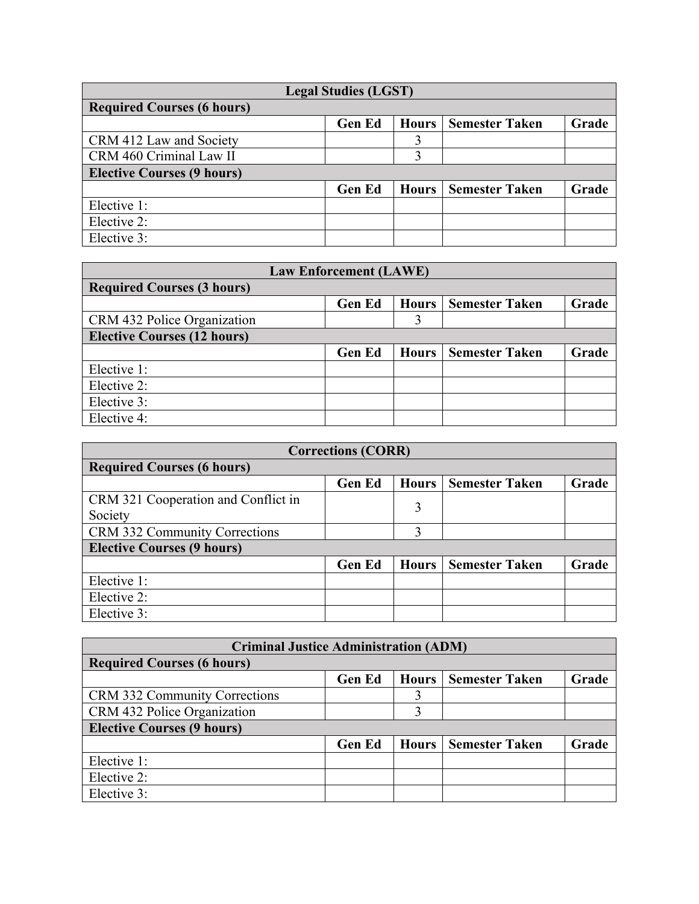| Legal Studies (LGST) | | | | |
|---|---|---|---|---|
| **Required Courses (6 hours)** | | | | |
| | **Gen Ed** | **Hours** | **Semester Taken** | **Grade** |
| CRM 412 Law and Society | | 3 | | |
| CRM 460 Criminal Law II | | 3 | | |
| **Elective Courses (9 hours)** | | | | |
| | **Gen Ed** | **Hours** | **Semester Taken** | **Grade** |
| Elective 1: | | | | |
| Elective 2: | | | | |
| Elective 3: | | | | |

| Law Enforcement (LAWE) | | | | |
|---|---|---|---|---|
| **Required Courses (3 hours)** | | | | |
| | **Gen Ed** | **Hours** | **Semester Taken** | **Grade** |
| CRM 432 Police Organization | | 3 | | |
| **Elective Courses (12 hours)** | | | | |
| | **Gen Ed** | **Hours** | **Semester Taken** | **Grade** |
| Elective 1: | | | | |
| Elective 2: | | | | |
| Elective 3: | | | | |
| Elective 4: | | | | |

| Corrections (CORR) | | | | |
|---|---|---|---|---|
| **Required Courses (6 hours)** | | | | |
| | **Gen Ed** | **Hours** | **Semester Taken** | **Grade** |
| CRM 321 Cooperation and Conflict in Society | | 3 | | |
| CRM 332 Community Corrections | | 3 | | |
| **Elective Courses (9 hours)** | | | | |
| | **Gen Ed** | **Hours** | **Semester Taken** | **Grade** |
| Elective 1: | | | | |
| Elective 2: | | | | |
| Elective 3: | | | | |

| Criminal Justice Administration (ADM) | | | | |
|---|---|---|---|---|
| **Required Courses (6 hours)** | | | | |
| | **Gen Ed** | **Hours** | **Semester Taken** | **Grade** |
| CRM 332 Community Corrections | | 3 | | |
| CRM 432 Police Organization | | 3 | | |
| **Elective Courses (9 hours)** | | | | |
| | **Gen Ed** | **Hours** | **Semester Taken** | **Grade** |
| Elective 1: | | | | |
| Elective 2: | | | | |
| Elective 3: | | | | |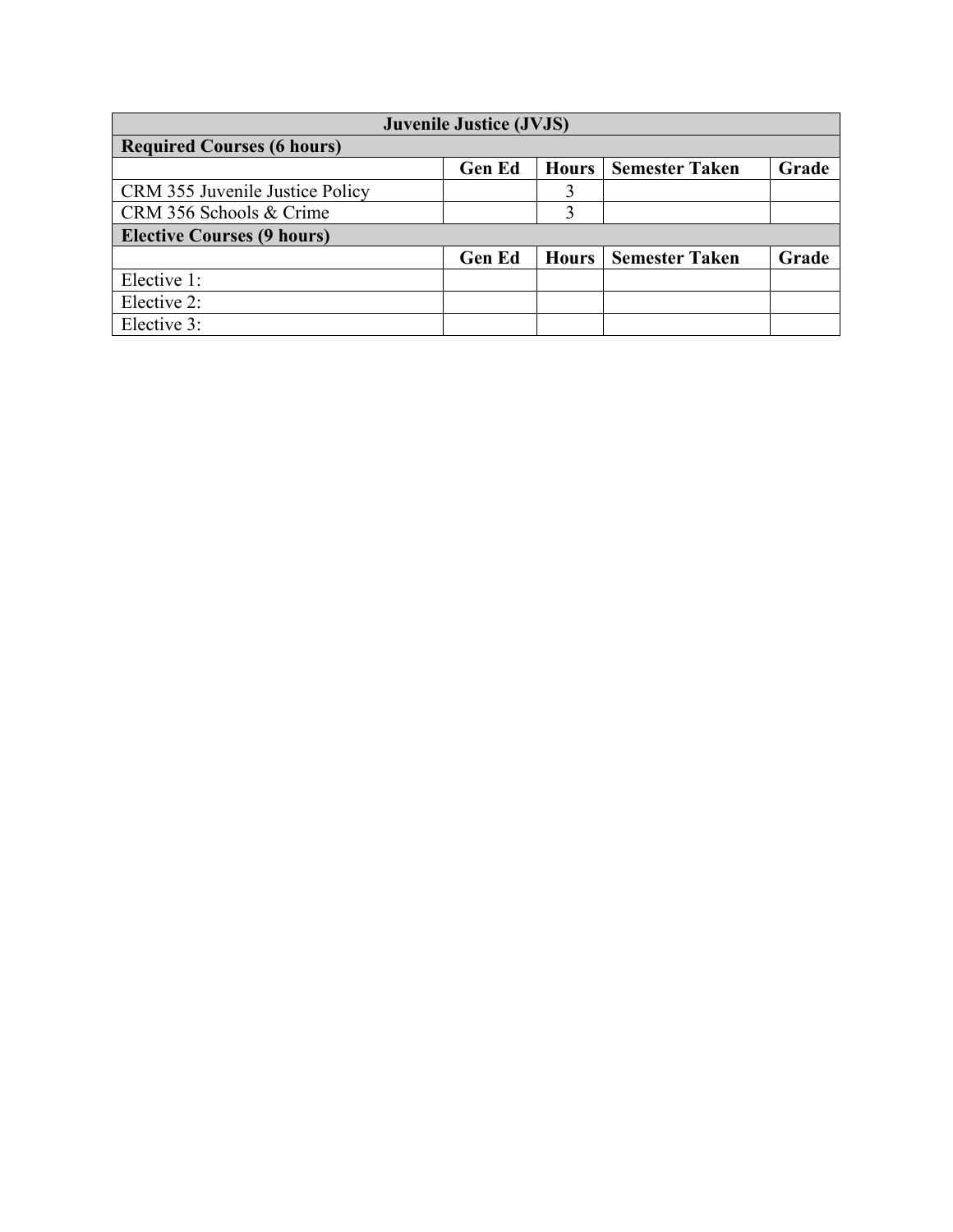| Juvenile Justice (JVJS) | | | | |
|---|---|---|---|---|
| **Required Courses (6 hours)** | | | | |
| | **Gen Ed** | **Hours** | **Semester Taken** | **Grade** |
| CRM 355 Juvenile Justice Policy | | 3 | | |
| CRM 356 Schools & Crime | | 3 | | |
| **Elective Courses (9 hours)** | | | | |
| | **Gen Ed** | **Hours** | **Semester Taken** | **Grade** |
| Elective 1: | | | | |
| Elective 2: | | | | |
| Elective 3: | | | | |